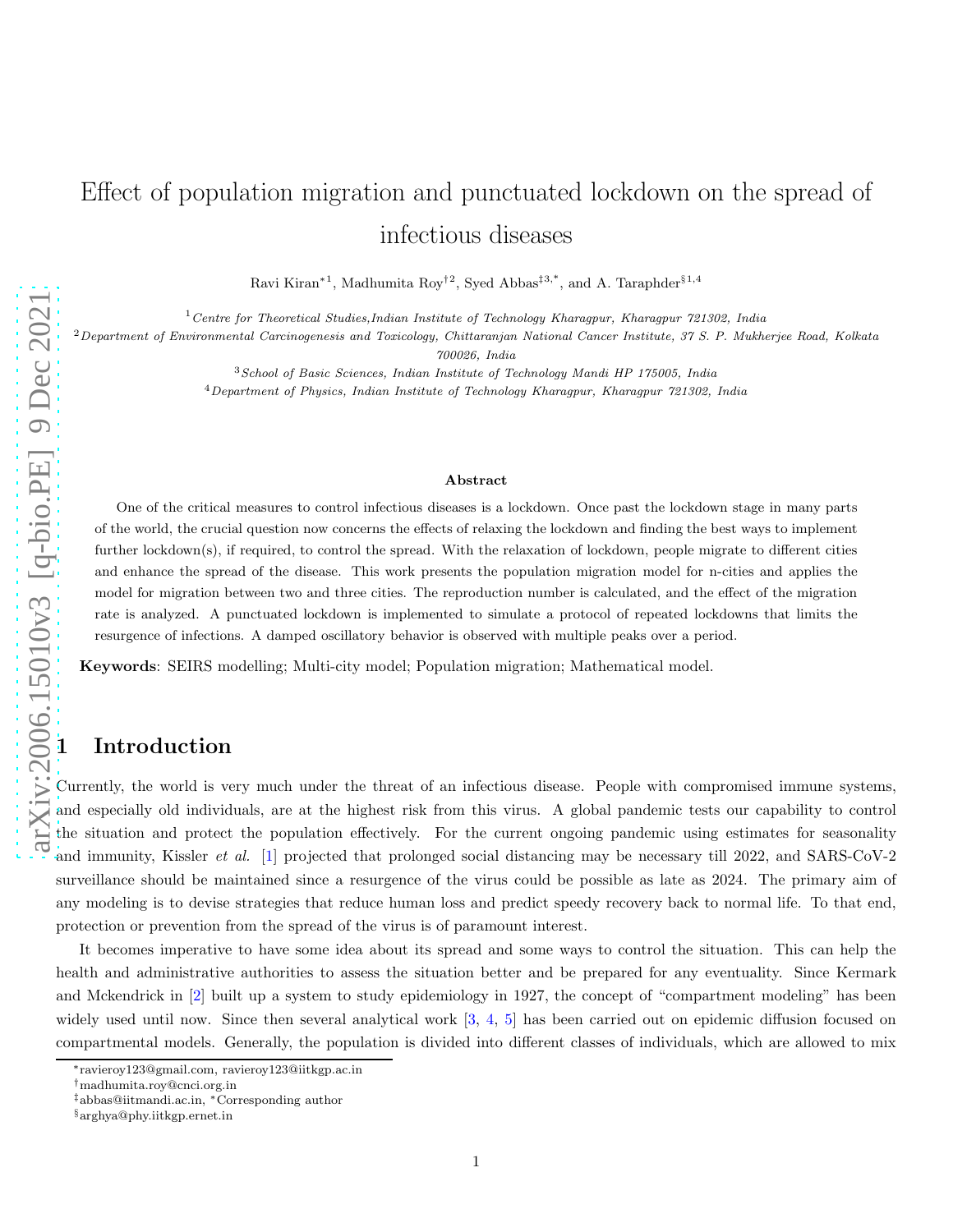# Effect of population migration and punctuated lockdown on the spread of infectious diseases

Ravi Kiran*[1], Madhumita Roy†[2], Syed Abbas‡[3,*], and A. Taraphder§[1,4]

[1] *Centre for Theoretical Studies, Indian Institute of Technology Kharagpur, Kharagpur 721302, India*

[2] *Department of Environmental Carcinogenesis and Toxicology, Chittaranjan National Cancer Institute, 37 S. P. Mukherjee Road, Kolkata 700026, India*

[3] *School of Basic Sciences, Indian Institute of Technology Mandi HP 175005, India*

[4] *Department of Physics, Indian Institute of Technology Kharagpur, Kharagpur 721302, India*

### Abstract

One of the critical measures to control infectious diseases is a lockdown. Once past the lockdown stage in many parts of the world, the crucial question now concerns the effects of relaxing the lockdown and finding the best ways to implement further lockdown(s), if required, to control the spread. With the relaxation of lockdown, people migrate to different cities and enhance the spread of the disease. This work presents the population migration model for n-cities and applies the model for migration between two and three cities. The reproduction number is calculated, and the effect of the migration rate is analyzed. A punctuated lockdown is implemented to simulate a protocol of repeated lockdowns that limits the resurgence of infections. A damped oscillatory behavior is observed with multiple peaks over a period.

**Keywords**: SEIRS modelling; Multi-city model; Population migration; Mathematical model.

## 1 Introduction

Currently, the world is very much under the threat of an infectious disease. People with compromised immune systems, and especially old individuals, are at the highest risk from this virus. A global pandemic tests our capability to control the situation and protect the population effectively. For the current ongoing pandemic using estimates for seasonality and immunity, Kissler *et al.* [1] projected that prolonged social distancing may be necessary till 2022, and SARS-CoV-2 surveillance should be maintained since a resurgence of the virus could be possible as late as 2024. The primary aim of any modeling is to devise strategies that reduce human loss and predict speedy recovery back to normal life. To that end, protection or prevention from the spread of the virus is of paramount interest.

It becomes imperative to have some idea about its spread and some ways to control the situation. This can help the health and administrative authorities to assess the situation better and be prepared for any eventuality. Since Kermark and Mckendrick in [2] built up a system to study epidemiology in 1927, the concept of "compartment modeling" has been widely used until now. Since then several analytical work [3, 4, 5] has been carried out on epidemic diffusion focused on compartmental models. Generally, the population is divided into different classes of individuals, which are allowed to mix

---

*ravieroy123@gmail.com, ravieroy123@iitkgp.ac.in

†madhumita.roy@cnci.org.in

‡abbas@iitmandi.ac.in, *Corresponding author

§arghya@phy.iitkgp.ernet.in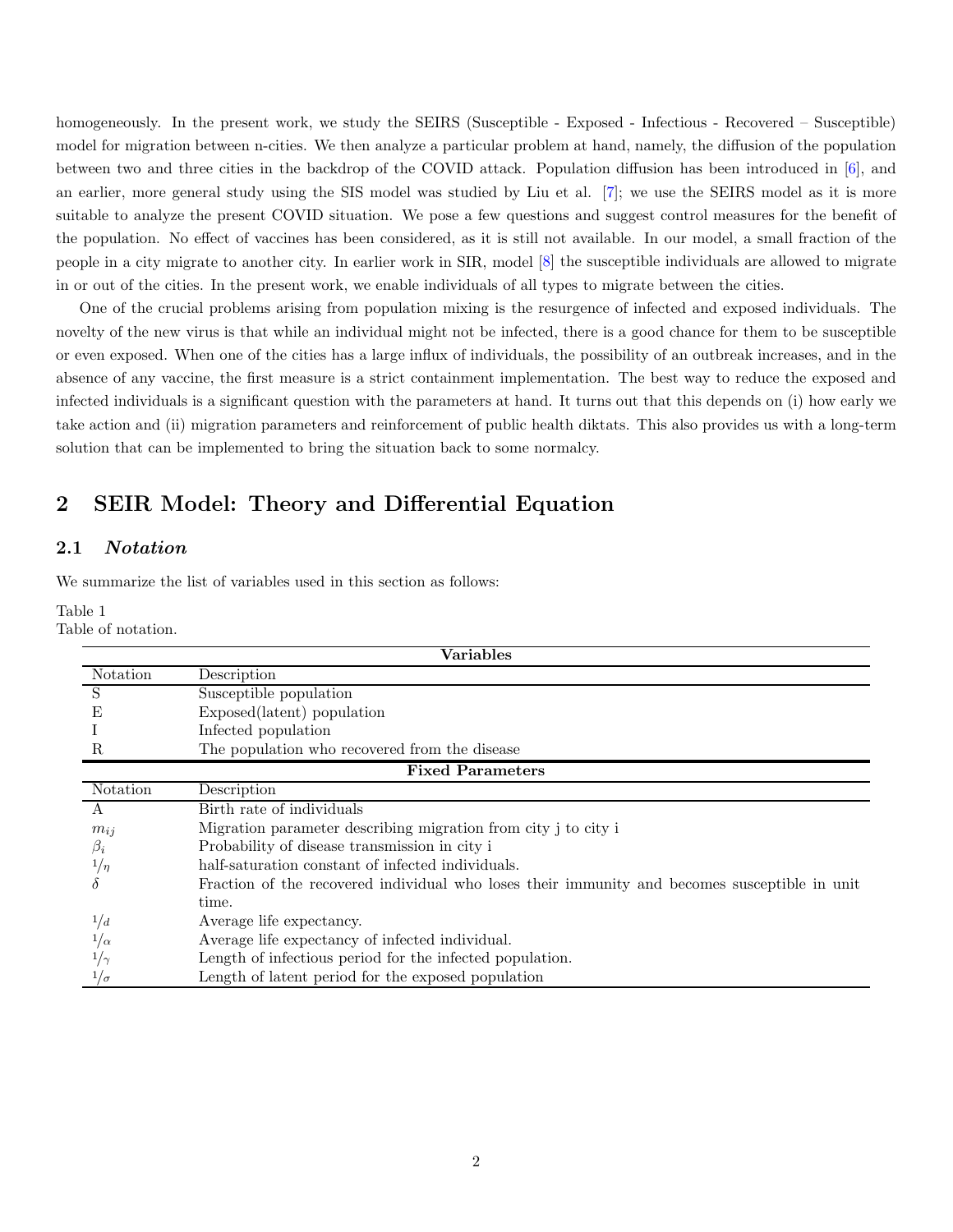homogeneously. In the present work, we study the SEIRS (Susceptible - Exposed - Infectious - Recovered – Susceptible) model for migration between n-cities. We then analyze a particular problem at hand, namely, the diffusion of the population between two and three cities in the backdrop of the COVID attack. Population diffusion has been introduced in [6], and an earlier, more general study using the SIS model was studied by Liu et al. [7]; we use the SEIRS model as it is more suitable to analyze the present COVID situation. We pose a few questions and suggest control measures for the benefit of the population. No effect of vaccines has been considered, as it is still not available. In our model, a small fraction of the people in a city migrate to another city. In earlier work in SIR, model [8] the susceptible individuals are allowed to migrate in or out of the cities. In the present work, we enable individuals of all types to migrate between the cities.

One of the crucial problems arising from population mixing is the resurgence of infected and exposed individuals. The novelty of the new virus is that while an individual might not be infected, there is a good chance for them to be susceptible or even exposed. When one of the cities has a large influx of individuals, the possibility of an outbreak increases, and in the absence of any vaccine, the first measure is a strict containment implementation. The best way to reduce the exposed and infected individuals is a significant question with the parameters at hand. It turns out that this depends on (i) how early we take action and (ii) migration parameters and reinforcement of public health diktats. This also provides us with a long-term solution that can be implemented to bring the situation back to some normalcy.

## 2 SEIR Model: Theory and Differential Equation

### 2.1 *Notation*

We summarize the list of variables used in this section as follows:

Table 1
Table of notation.

| **Variables** | |
|---|---|
| Notation | Description |
| S | Susceptible population |
| E | Exposed(latent) population |
| I | Infected population |
| R | The population who recovered from the disease |
| **Fixed Parameters** | |
| Notation | Description |
| A | Birth rate of individuals |
| $m_{ij}$ | Migration parameter describing migration from city j to city i |
| $\beta_i$ | Probability of disease transmission in city i |
| $1/\eta$ | half-saturation constant of infected individuals. |
| $\delta$ | Fraction of the recovered individual who loses their immunity and becomes susceptible in unit time. |
| $1/d$ | Average life expectancy. |
| $1/\alpha$ | Average life expectancy of infected individual. |
| $1/\gamma$ | Length of infectious period for the infected population. |
| $1/\sigma$ | Length of latent period for the exposed population |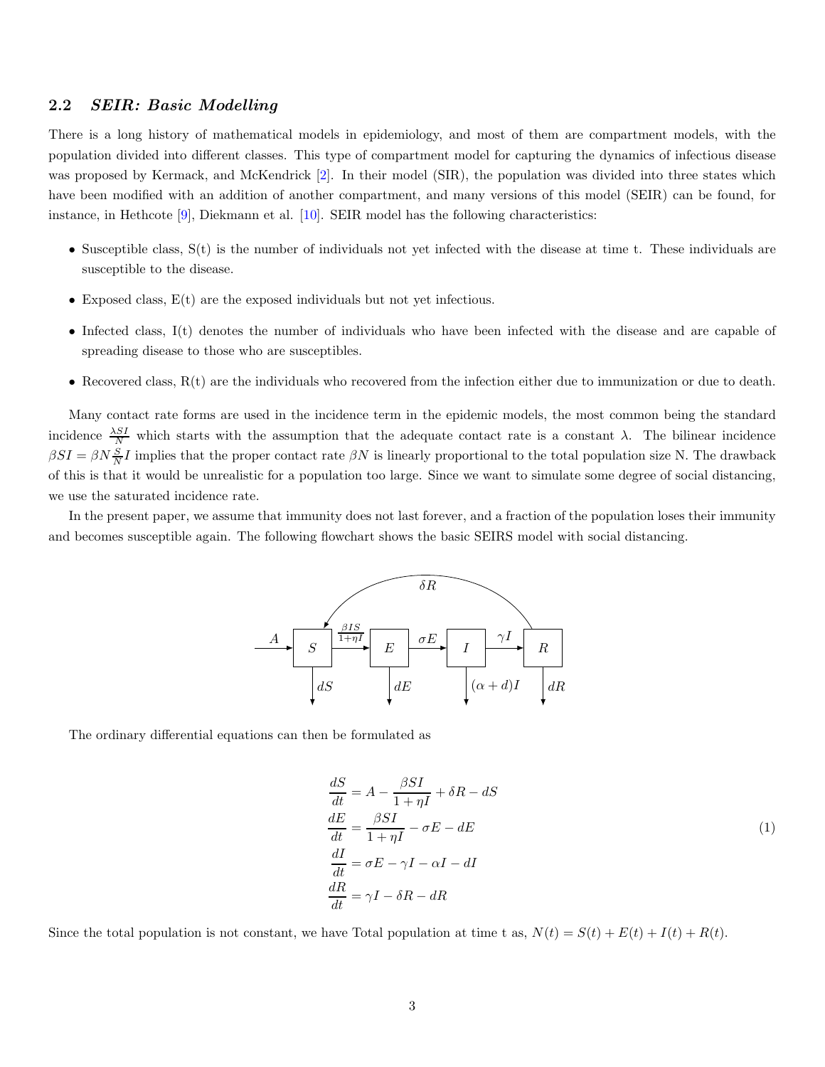### 2.2 *SEIR: Basic Modelling*

There is a long history of mathematical models in epidemiology, and most of them are compartment models, with the population divided into different classes. This type of compartment model for capturing the dynamics of infectious disease was proposed by Kermack, and McKendrick [2]. In their model (SIR), the population was divided into three states which have been modified with an addition of another compartment, and many versions of this model (SEIR) can be found, for instance, in Hethcote [9], Diekmann et al. [10]. SEIR model has the following characteristics:

- Susceptible class, S(t) is the number of individuals not yet infected with the disease at time t. These individuals are susceptible to the disease.
- Exposed class, E(t) are the exposed individuals but not yet infectious.
- Infected class, I(t) denotes the number of individuals who have been infected with the disease and are capable of spreading disease to those who are susceptibles.
- Recovered class, R(t) are the individuals who recovered from the infection either due to immunization or due to death.

Many contact rate forms are used in the incidence term in the epidemic models, the most common being the standard incidence $\frac{\lambda SI}{N}$ which starts with the assumption that the adequate contact rate is a constant $\lambda$. The bilinear incidence $\beta SI = \beta N \frac{S}{N} I$ implies that the proper contact rate $\beta N$ is linearly proportional to the total population size N. The drawback of this is that it would be unrealistic for a population too large. Since we want to simulate some degree of social distancing, we use the saturated incidence rate.

In the present paper, we assume that immunity does not last forever, and a fraction of the population loses their immunity and becomes susceptible again. The following flowchart shows the basic SEIRS model with social distancing.

$$
\xrightarrow{A} \boxed{S} \xrightarrow{\frac{\beta IS}{1+\eta I}} \boxed{E} \xrightarrow{\sigma E} \boxed{I} \xrightarrow{\gamma I} \boxed{R}, \quad R \xrightarrow{\delta R} S, \quad S \xrightarrow{dS}, \quad E \xrightarrow{dE}, \quad I \xrightarrow{(\alpha + d)I}, \quad R \xrightarrow{dR}
$$

The ordinary differential equations can then be formulated as

$$
\begin{aligned}
\frac{dS}{dt} &= A - \frac{\beta SI}{1+\eta I} + \delta R - dS \\
\frac{dE}{dt} &= \frac{\beta SI}{1+\eta I} - \sigma E - dE \\
\frac{dI}{dt} &= \sigma E - \gamma I - \alpha I - dI \\
\frac{dR}{dt} &= \gamma I - \delta R - dR
\end{aligned}
\tag{1}
$$

Since the total population is not constant, we have Total population at time t as, $N(t) = S(t) + E(t) + I(t) + R(t)$.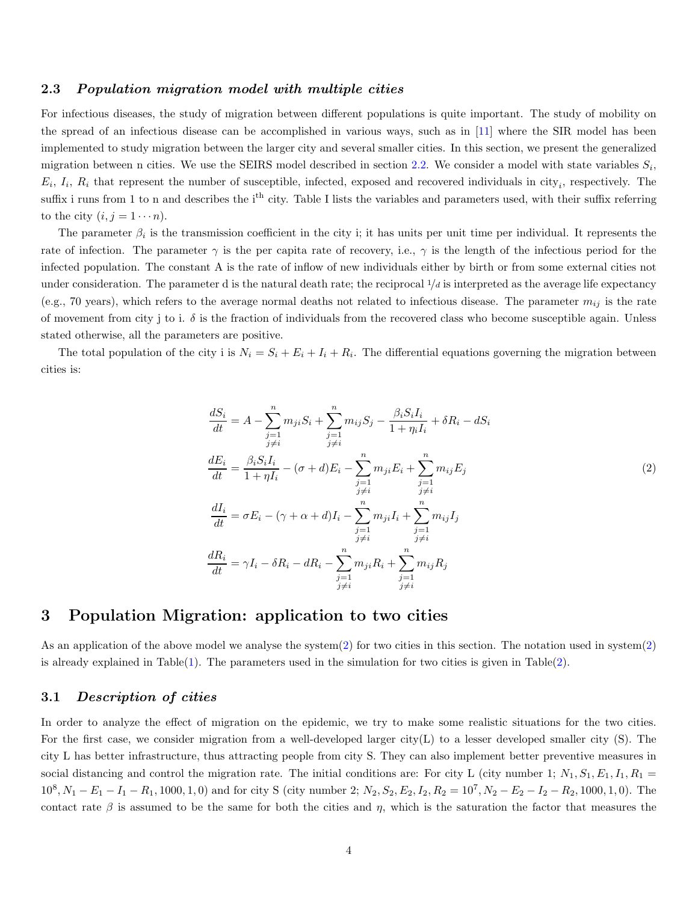### 2.3 *Population migration model with multiple cities*

For infectious diseases, the study of migration between different populations is quite important. The study of mobility on the spread of an infectious disease can be accomplished in various ways, such as in [11] where the SIR model has been implemented to study migration between the larger city and several smaller cities. In this section, we present the generalized migration between n cities. We use the SEIRS model described in section 2.2. We consider a model with state variables $S_i$, $E_i$, $I_i$, $R_i$ that represent the number of susceptible, infected, exposed and recovered individuals in city$_i$, respectively. The suffix i runs from 1 to n and describes the i$^{\text{th}}$ city. Table I lists the variables and parameters used, with their suffix referring to the city $(i, j = 1 \cdots n)$.

The parameter $\beta_i$ is the transmission coefficient in the city i; it has units per unit time per individual. It represents the rate of infection. The parameter $\gamma$ is the per capita rate of recovery, i.e., $\gamma$ is the length of the infectious period for the infected population. The constant A is the rate of inflow of new individuals either by birth or from some external cities not under consideration. The parameter d is the natural death rate; the reciprocal $1/d$ is interpreted as the average life expectancy (e.g., 70 years), which refers to the average normal deaths not related to infectious disease. The parameter $m_{ij}$ is the rate of movement from city j to i. $\delta$ is the fraction of individuals from the recovered class who become susceptible again. Unless stated otherwise, all the parameters are positive.

The total population of the city i is $N_i = S_i + E_i + I_i + R_i$. The differential equations governing the migration between cities is:

$$
\begin{aligned}
\frac{dS_i}{dt} &= A - \sum_{\substack{j=1\\ j\neq i}}^{n} m_{ji} S_i + \sum_{\substack{j=1\\ j\neq i}}^{n} m_{ij} S_j - \frac{\beta_i S_i I_i}{1+\eta_i I_i} + \delta R_i - d S_i \\
\frac{dE_i}{dt} &= \frac{\beta_i S_i I_i}{1+\eta I_i} - (\sigma + d) E_i - \sum_{\substack{j=1\\ j\neq i}}^{n} m_{ji} E_i + \sum_{\substack{j=1\\ j\neq i}}^{n} m_{ij} E_j \\
\frac{dI_i}{dt} &= \sigma E_i - (\gamma + \alpha + d) I_i - \sum_{\substack{j=1\\ j\neq i}}^{n} m_{ji} I_i + \sum_{\substack{j=1\\ j\neq i}}^{n} m_{ij} I_j \\
\frac{dR_i}{dt} &= \gamma I_i - \delta R_i - d R_i - \sum_{\substack{j=1\\ j\neq i}}^{n} m_{ji} R_i + \sum_{\substack{j=1\\ j\neq i}}^{n} m_{ij} R_j
\end{aligned}
\tag{2}
$$

# 3 Population Migration: application to two cities

As an application of the above model we analyse the system(2) for two cities in this section. The notation used in system(2) is already explained in Table(1). The parameters used in the simulation for two cities is given in Table(2).

### 3.1 *Description of cities*

In order to analyze the effect of migration on the epidemic, we try to make some realistic situations for the two cities. For the first case, we consider migration from a well-developed larger city(L) to a lesser developed smaller city (S). The city L has better infrastructure, thus attracting people from city S. They can also implement better preventive measures in social distancing and control the migration rate. The initial conditions are: For city L (city number 1; $N_1, S_1, E_1, I_1, R_1 = 10^8, N_1 - E_1 - I_1 - R_1, 1000, 1, 0$) and for city S (city number 2; $N_2, S_2, E_2, I_2, R_2 = 10^7, N_2 - E_2 - I_2 - R_2, 1000, 1, 0$). The contact rate $\beta$ is assumed to be the same for both the cities and $\eta$, which is the saturation the factor that measures the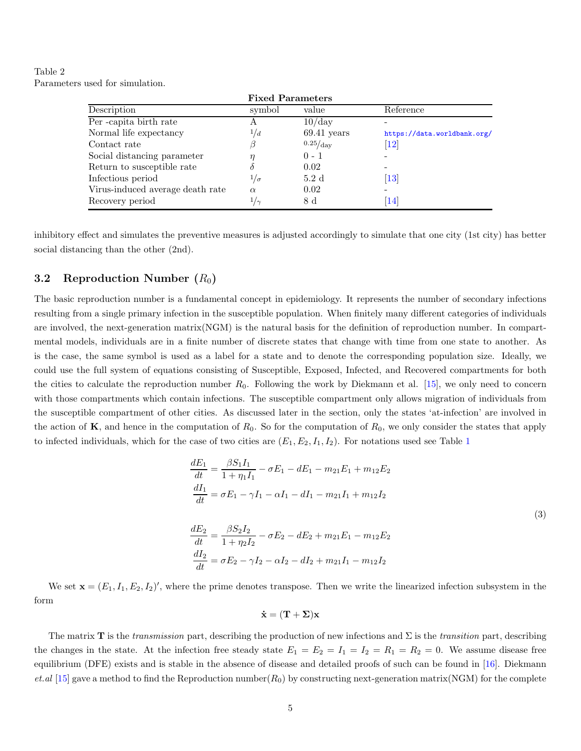Table 2
Parameters used for simulation.

| Fixed Parameters | | | |
|---|---|---|---|
| Description | symbol | value | Reference |
| Per -capita birth rate | A | 10/day | - |
| Normal life expectancy | $^1/_d$ | 69.41 years | https://data.worldbank.org/ |
| Contact rate | $\beta$ | $^{0.25}/_{\text{day}}$ | [12] |
| Social distancing parameter | $\eta$ | 0 - 1 | - |
| Return to susceptible rate | $\delta$ | 0.02 | - |
| Infectious period | $^1/_\sigma$ | 5.2 d | [13] |
| Virus-induced average death rate | $\alpha$ | 0.02 | - |
| Recovery period | $^1/_\gamma$ | 8 d | [14] |

inhibitory effect and simulates the preventive measures is adjusted accordingly to simulate that one city (1st city) has better social distancing than the other (2nd).

## 3.2 Reproduction Number ($R_0$)

The basic reproduction number is a fundamental concept in epidemiology. It represents the number of secondary infections resulting from a single primary infection in the susceptible population. When finitely many different categories of individuals are involved, the next-generation matrix(NGM) is the natural basis for the definition of reproduction number. In compartmental models, individuals are in a finite number of discrete states that change with time from one state to another. As is the case, the same symbol is used as a label for a state and to denote the corresponding population size. Ideally, we could use the full system of equations consisting of Susceptible, Exposed, Infected, and Recovered compartments for both the cities to calculate the reproduction number $R_0$. Following the work by Diekmann et al. [15], we only need to concern with those compartments which contain infections. The susceptible compartment only allows migration of individuals from the susceptible compartment of other cities. As discussed later in the section, only the states 'at-infection' are involved in the action of $\mathbf{K}$, and hence in the computation of $R_0$. So for the computation of $R_0$, we only consider the states that apply to infected individuals, which for the case of two cities are $(E_1, E_2, I_1, I_2)$. For notations used see Table 1

$$
\begin{aligned}
\frac{dE_1}{dt} &= \frac{\beta S_1 I_1}{1+\eta_1 I_1} - \sigma E_1 - dE_1 - m_{21}E_1 + m_{12}E_2 \\
\frac{dI_1}{dt} &= \sigma E_1 - \gamma I_1 - \alpha I_1 - dI_1 - m_{21}I_1 + m_{12}I_2 \\
\\
\frac{dE_2}{dt} &= \frac{\beta S_2 I_2}{1+\eta_2 I_2} - \sigma E_2 - dE_2 + m_{21}E_1 - m_{12}E_2 \\
\frac{dI_2}{dt} &= \sigma E_2 - \gamma I_2 - \alpha I_2 - dI_2 + m_{21}I_1 - m_{12}I_2
\end{aligned}
\tag{3}
$$

We set $\mathbf{x} = (E_1, I_1, E_2, I_2)'$, where the prime denotes transpose. Then we write the linearized infection subsystem in the form

$$\dot{\mathbf{x}} = (\mathbf{T} + \mathbf{\Sigma})\mathbf{x}$$

The matrix $\mathbf{T}$ is the *transmission* part, describing the production of new infections and $\Sigma$ is the *transition* part, describing the changes in the state. At the infection free steady state $E_1 = E_2 = I_1 = I_2 = R_1 = R_2 = 0$. We assume disease free equilibrium (DFE) exists and is stable in the absence of disease and detailed proofs of such can be found in [16]. Diekmann *et.al* [15] gave a method to find the Reproduction number($R_0$) by constructing next-generation matrix(NGM) for the complete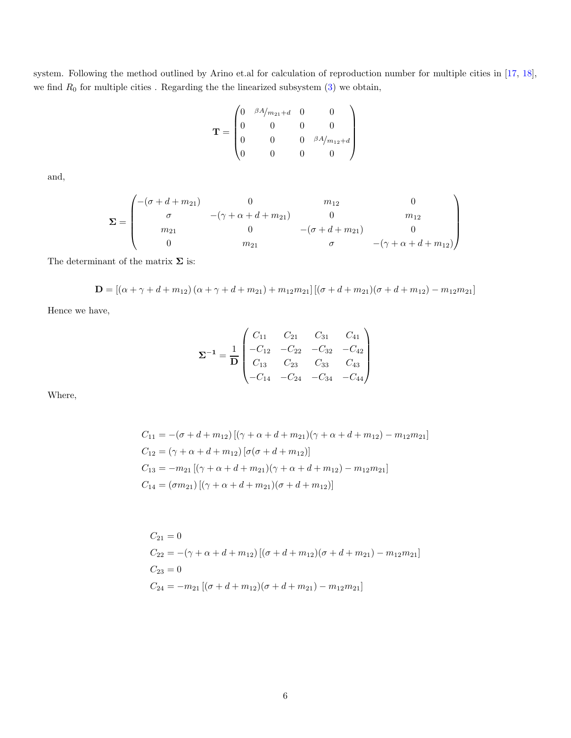system. Following the method outlined by Arino et.al for calculation of reproduction number for multiple cities in [17, 18], we find $R_0$ for multiple cities . Regarding the the linearized subsystem (3) we obtain,

$$\mathbf{T} = \begin{pmatrix} 0 & {}^{\beta A}\!/_{m_{21}+d} & 0 & 0 \\ 0 & 0 & 0 & 0 \\ 0 & 0 & 0 & {}^{\beta A}\!/_{m_{12}+d} \\ 0 & 0 & 0 & 0 \end{pmatrix}$$

and,

$$\mathbf{\Sigma} = \begin{pmatrix} -(\sigma + d + m_{21}) & 0 & m_{12} & 0 \\ \sigma & -(\gamma + \alpha + d + m_{21}) & 0 & m_{12} \\ m_{21} & 0 & -(\sigma + d + m_{21}) & 0 \\ 0 & m_{21} & \sigma & -(\gamma + \alpha + d + m_{12}) \end{pmatrix}$$

The determinant of the matrix $\mathbf{\Sigma}$ is:

$$\mathbf{D} = \left[ (\alpha + \gamma + d + m_{12}) (\alpha + \gamma + d + m_{21}) + m_{12}m_{21} \right] \left[ (\sigma + d + m_{21})(\sigma + d + m_{12}) - m_{12}m_{21} \right]$$

Hence we have,

$$\mathbf{\Sigma^{-1}} = \frac{1}{\mathbf{D}} \begin{pmatrix} C_{11} & C_{21} & C_{31} & C_{41} \\ -C_{12} & -C_{22} & -C_{32} & -C_{42} \\ C_{13} & C_{23} & C_{33} & C_{43} \\ -C_{14} & -C_{24} & -C_{34} & -C_{44} \end{pmatrix}$$

Where,

$$C_{11} = -(\sigma + d + m_{12}) \left[ (\gamma + \alpha + d + m_{21})(\gamma + \alpha + d + m_{12}) - m_{12}m_{21} \right]$$
$$C_{12} = (\gamma + \alpha + d + m_{12}) \left[ \sigma(\sigma + d + m_{12}) \right]$$
$$C_{13} = -m_{21} \left[ (\gamma + \alpha + d + m_{21})(\gamma + \alpha + d + m_{12}) - m_{12}m_{21} \right]$$
$$C_{14} = (\sigma m_{21}) \left[ (\gamma + \alpha + d + m_{21})(\sigma + d + m_{12}) \right]$$

$$C_{21} = 0$$
$$C_{22} = -(\gamma + \alpha + d + m_{12}) \left[ (\sigma + d + m_{12})(\sigma + d + m_{21}) - m_{12}m_{21} \right]$$
$$C_{23} = 0$$
$$C_{24} = -m_{21} \left[ (\sigma + d + m_{12})(\sigma + d + m_{21}) - m_{12}m_{21} \right]$$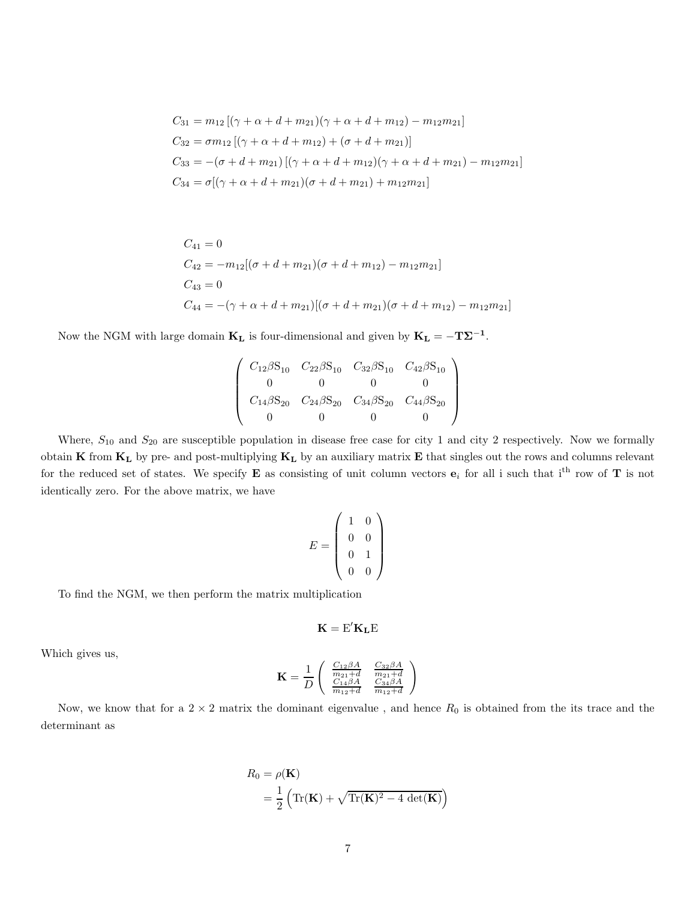$$C_{31} = m_{12}\left[(\gamma + \alpha + d + m_{21})(\gamma + \alpha + d + m_{12}) - m_{12}m_{21}\right]$$
$$C_{32} = \sigma m_{12}\left[(\gamma + \alpha + d + m_{12}) + (\sigma + d + m_{21})\right]$$
$$C_{33} = -(\sigma + d + m_{21})\left[(\gamma + \alpha + d + m_{12})(\gamma + \alpha + d + m_{21}) - m_{12}m_{21}\right]$$
$$C_{34} = \sigma[(\gamma + \alpha + d + m_{21})(\sigma + d + m_{21}) + m_{12}m_{21}]$$

$$C_{41} = 0$$
$$C_{42} = -m_{12}[(\sigma + d + m_{21})(\sigma + d + m_{12}) - m_{12}m_{21}]$$
$$C_{43} = 0$$
$$C_{44} = -(\gamma + \alpha + d + m_{21})[(\sigma + d + m_{21})(\sigma + d + m_{12}) - m_{12}m_{21}]$$

Now the NGM with large domain $\mathbf{K_L}$ is four-dimensional and given by $\mathbf{K_L} = -\mathbf{T}\mathbf{\Sigma^{-1}}$.

$$\begin{pmatrix} C_{12}\beta \mathrm{S}_{10} & C_{22}\beta \mathrm{S}_{10} & C_{32}\beta \mathrm{S}_{10} & C_{42}\beta \mathrm{S}_{10} \\ 0 & 0 & 0 & 0 \\ C_{14}\beta \mathrm{S}_{20} & C_{24}\beta \mathrm{S}_{20} & C_{34}\beta \mathrm{S}_{20} & C_{44}\beta \mathrm{S}_{20} \\ 0 & 0 & 0 & 0 \end{pmatrix}$$

Where, $S_{10}$ and $S_{20}$ are susceptible population in disease free case for city 1 and city 2 respectively. Now we formally obtain $\mathbf{K}$ from $\mathbf{K_L}$ by pre- and post-multiplying $\mathbf{K_L}$ by an auxiliary matrix $\mathbf{E}$ that singles out the rows and columns relevant for the reduced set of states. We specify $\mathbf{E}$ as consisting of unit column vectors $\mathbf{e}_i$ for all i such that i$^{\text{th}}$ row of $\mathbf{T}$ is not identically zero. For the above matrix, we have

$$E = \begin{pmatrix} 1 & 0 \\ 0 & 0 \\ 0 & 1 \\ 0 & 0 \end{pmatrix}$$

To find the NGM, we then perform the matrix multiplication

$$\mathbf{K} = \mathrm{E}'\mathbf{K_L}\mathrm{E}$$

Which gives us,

$$\mathbf{K} = \frac{1}{D}\begin{pmatrix} \frac{C_{12}\beta A}{m_{21}+d} & \frac{C_{32}\beta A}{m_{21}+d} \\ \frac{C_{14}\beta A}{m_{12}+d} & \frac{C_{34}\beta A}{m_{12}+d} \end{pmatrix}$$

Now, we know that for a $2 \times 2$ matrix the dominant eigenvalue , and hence $R_0$ is obtained from the its trace and the determinant as

$$\begin{aligned} R_0 &= \rho(\mathbf{K}) \\ &= \frac{1}{2}\left(\mathrm{Tr}(\mathbf{K}) + \sqrt{\mathrm{Tr}(\mathbf{K})^2 - 4\ \det(\mathbf{K})}\right) \end{aligned}$$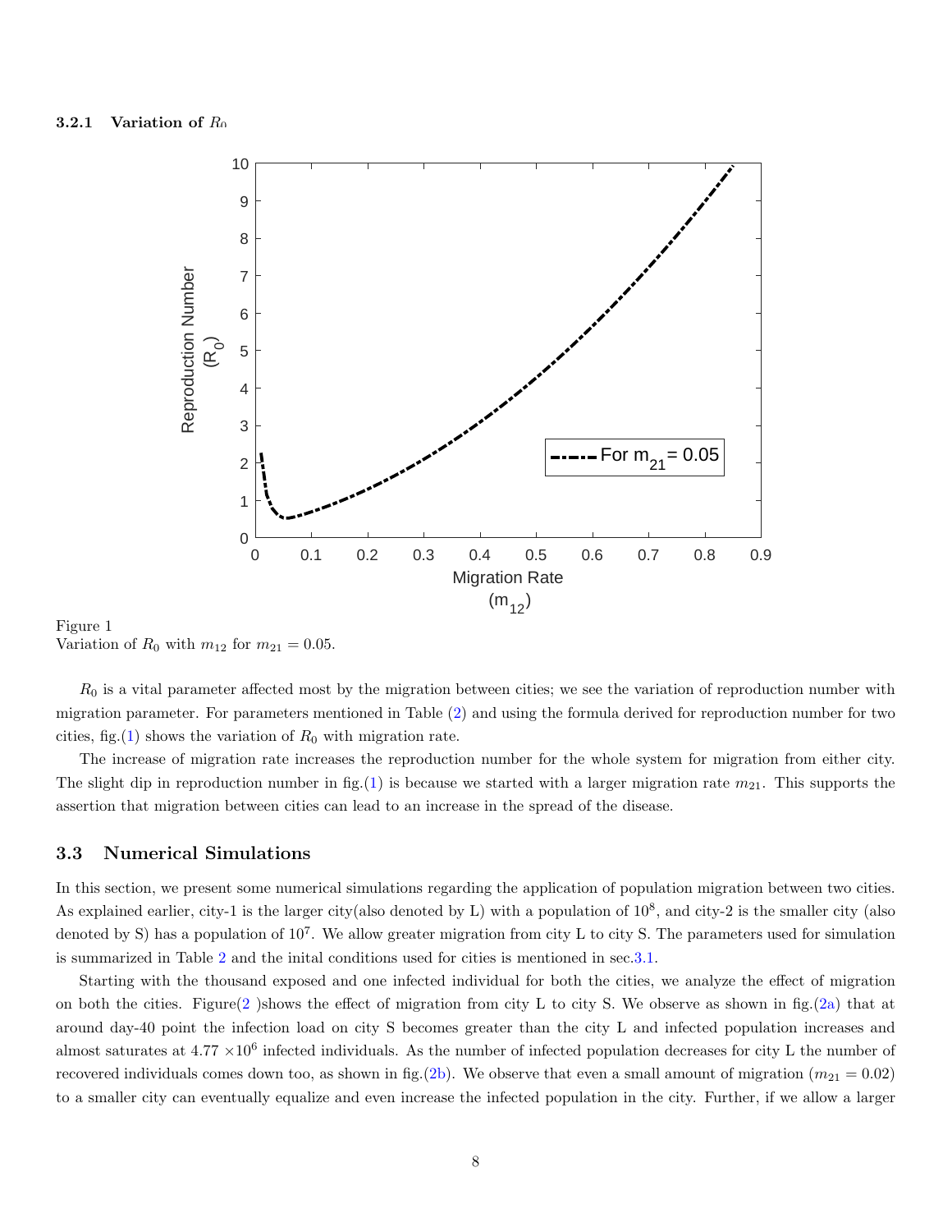#### 3.2.1 Variation of $R_0$

Figure 1
Variation of $R_0$ with $m_{12}$ for $m_{21} = 0.05$.

$R_0$ is a vital parameter affected most by the migration between cities; we see the variation of reproduction number with migration parameter. For parameters mentioned in Table (2) and using the formula derived for reproduction number for two cities, fig.(1) shows the variation of $R_0$ with migration rate.

The increase of migration rate increases the reproduction number for the whole system for migration from either city. The slight dip in reproduction number in fig.(1) is because we started with a larger migration rate $m_{21}$. This supports the assertion that migration between cities can lead to an increase in the spread of the disease.

### 3.3 Numerical Simulations

In this section, we present some numerical simulations regarding the application of population migration between two cities. As explained earlier, city-1 is the larger city(also denoted by L) with a population of $10^8$, and city-2 is the smaller city (also denoted by S) has a population of $10^7$. We allow greater migration from city L to city S. The parameters used for simulation is summarized in Table 2 and the inital conditions used for cities is mentioned in sec.3.1.

Starting with the thousand exposed and one infected individual for both the cities, we analyze the effect of migration on both the cities. Figure(2 )shows the effect of migration from city L to city S. We observe as shown in fig.(2a) that at around day-40 point the infection load on city S becomes greater than the city L and infected population increases and almost saturates at $4.77 \times 10^6$ infected individuals. As the number of infected population decreases for city L the number of recovered individuals comes down too, as shown in fig.(2b). We observe that even a small amount of migration ($m_{21} = 0.02$) to a smaller city can eventually equalize and even increase the infected population in the city. Further, if we allow a larger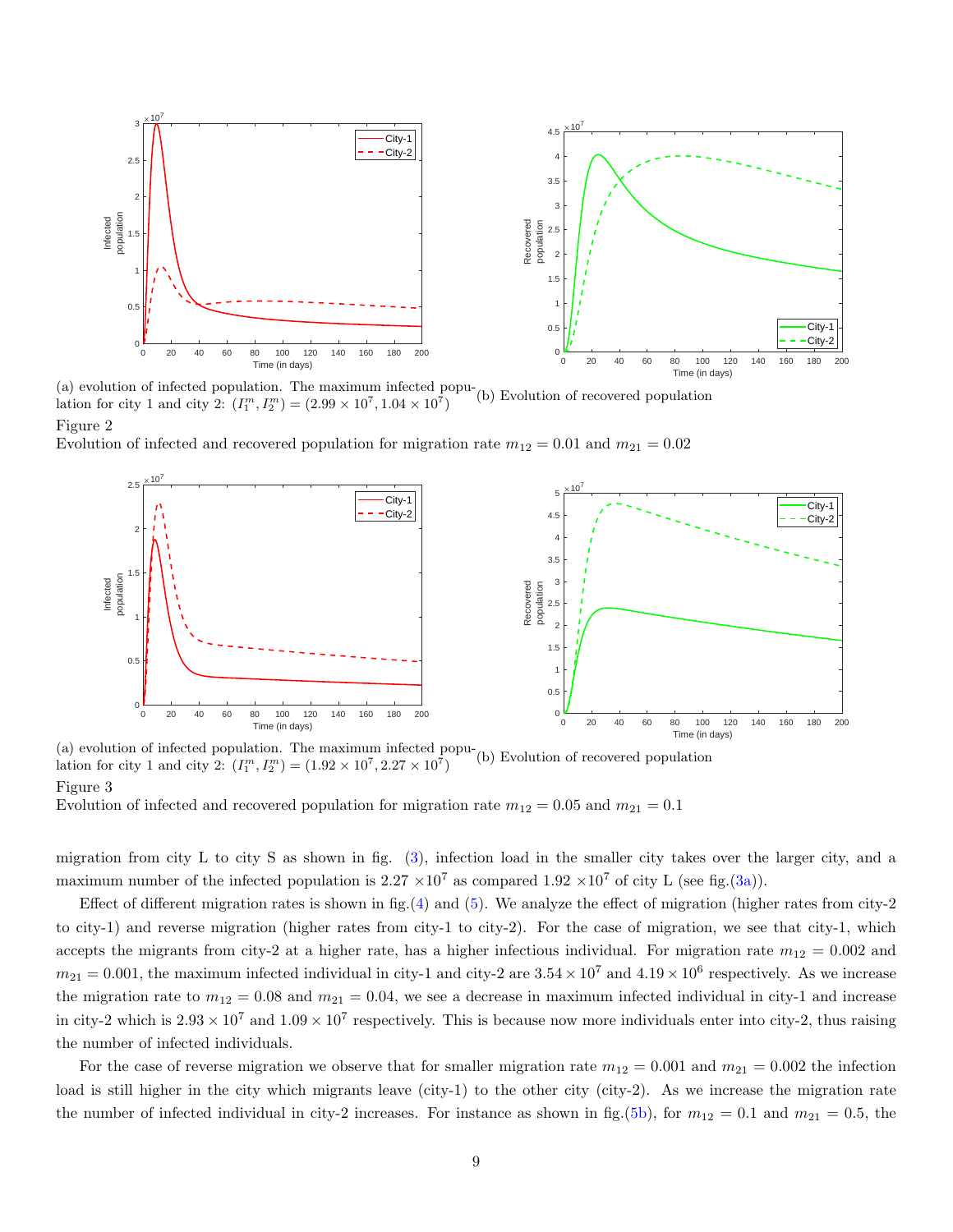(a) evolution of infected population. The maximum infected population for city 1 and city 2: $(I_1^m, I_2^m) = (2.99 \times 10^7, 1.04 \times 10^7)$

(b) Evolution of recovered population

Figure 2

Evolution of infected and recovered population for migration rate $m_{12} = 0.01$ and $m_{21} = 0.02$

(a) evolution of infected population. The maximum infected population for city 1 and city 2: $(I_1^m, I_2^m) = (1.92 \times 10^7, 2.27 \times 10^7)$

(b) Evolution of recovered population

Figure 3

Evolution of infected and recovered population for migration rate $m_{12} = 0.05$ and $m_{21} = 0.1$

migration from city L to city S as shown in fig. (3), infection load in the smaller city takes over the larger city, and a maximum number of the infected population is $2.27 \times 10^7$ as compared $1.92 \times 10^7$ of city L (see fig.(3a)).

Effect of different migration rates is shown in fig.(4) and (5). We analyze the effect of migration (higher rates from city-2 to city-1) and reverse migration (higher rates from city-1 to city-2). For the case of migration, we see that city-1, which accepts the migrants from city-2 at a higher rate, has a higher infectious individual. For migration rate $m_{12} = 0.002$ and $m_{21} = 0.001$, the maximum infected individual in city-1 and city-2 are $3.54 \times 10^7$ and $4.19 \times 10^6$ respectively. As we increase the migration rate to $m_{12} = 0.08$ and $m_{21} = 0.04$, we see a decrease in maximum infected individual in city-1 and increase in city-2 which is $2.93 \times 10^7$ and $1.09 \times 10^7$ respectively. This is because now more individuals enter into city-2, thus raising the number of infected individuals.

For the case of reverse migration we observe that for smaller migration rate $m_{12} = 0.001$ and $m_{21} = 0.002$ the infection load is still higher in the city which migrants leave (city-1) to the other city (city-2). As we increase the migration rate the number of infected individual in city-2 increases. For instance as shown in fig.(5b), for $m_{12} = 0.1$ and $m_{21} = 0.5$, the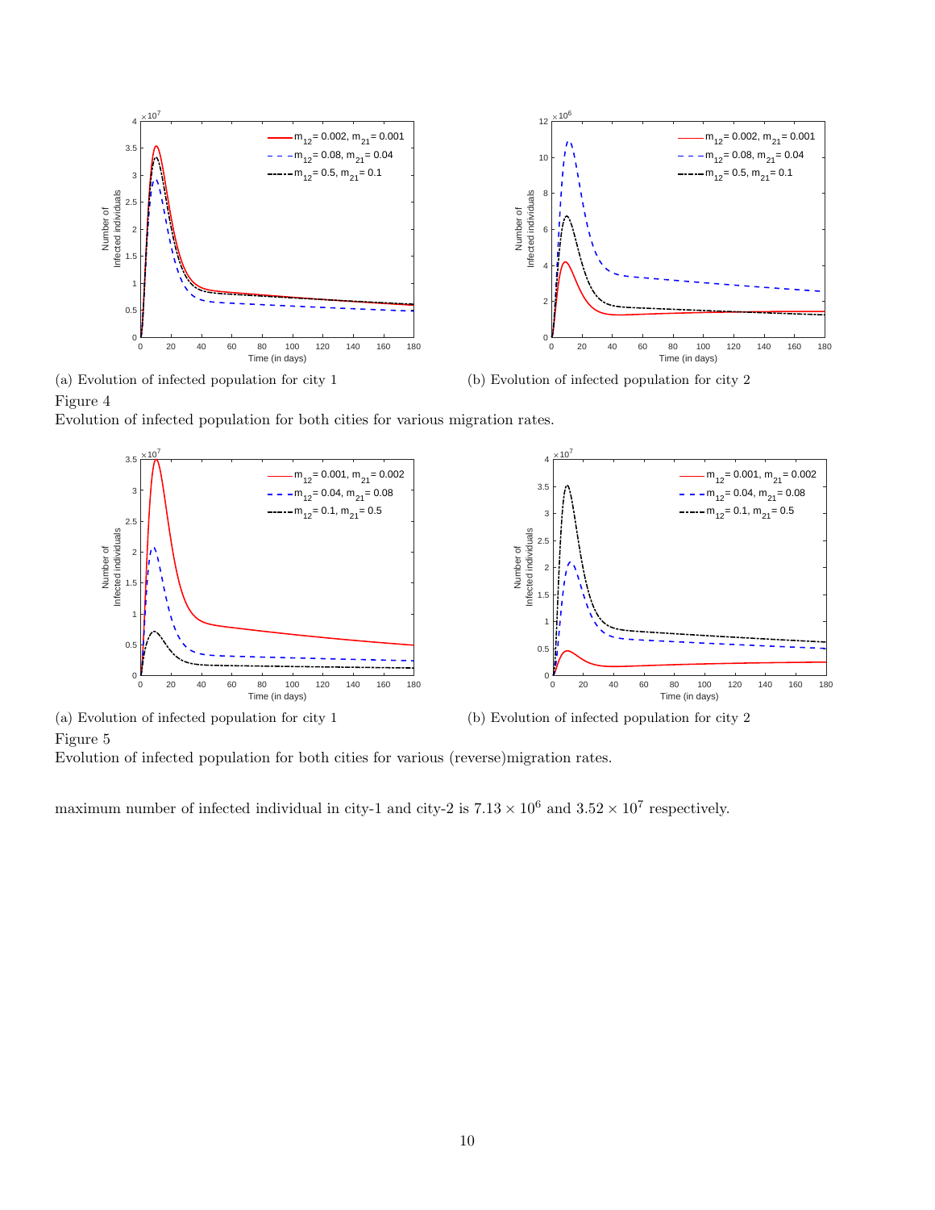(a) Evolution of infected population for city 1

(b) Evolution of infected population for city 2

Figure 4

Evolution of infected population for both cities for various migration rates.

(a) Evolution of infected population for city 1

(b) Evolution of infected population for city 2

Figure 5

Evolution of infected population for both cities for various (reverse)migration rates.

maximum number of infected individual in city-1 and city-2 is $7.13 \times 10^6$ and $3.52 \times 10^7$ respectively.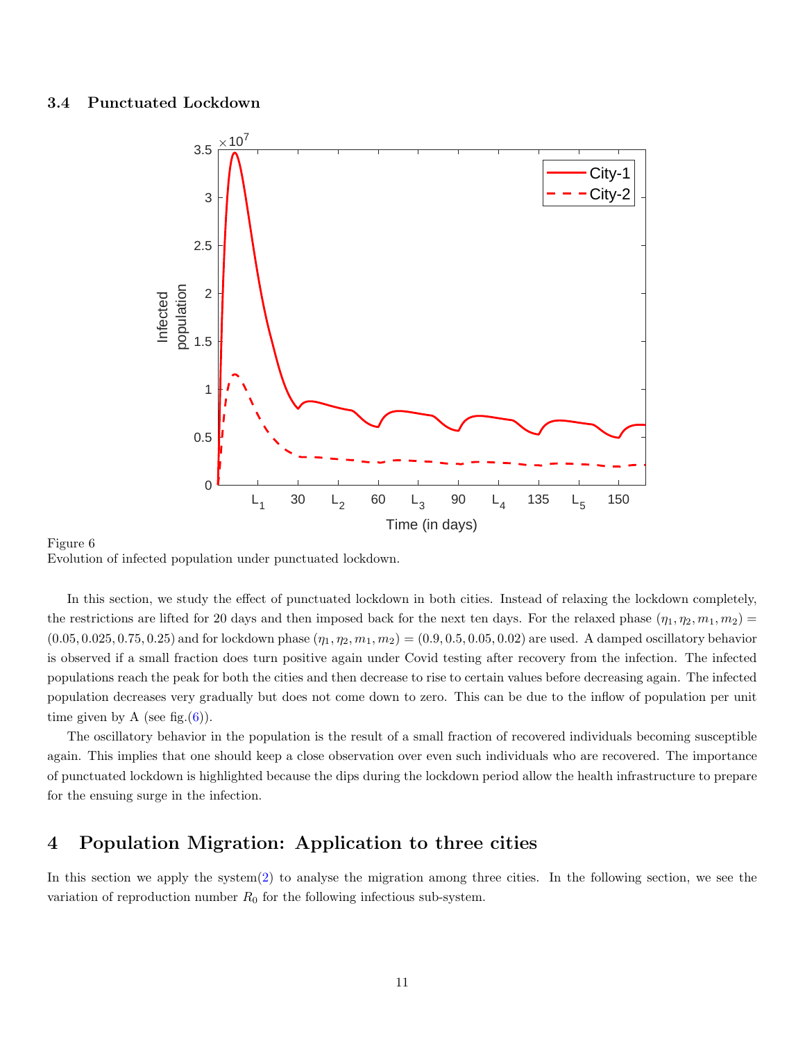### 3.4 Punctuated Lockdown

Figure 6
Evolution of infected population under punctuated lockdown.

In this section, we study the effect of punctuated lockdown in both cities. Instead of relaxing the lockdown completely, the restrictions are lifted for 20 days and then imposed back for the next ten days. For the relaxed phase $(\eta_1, \eta_2, m_1, m_2) = (0.05, 0.025, 0.75, 0.25)$ and for lockdown phase $(\eta_1, \eta_2, m_1, m_2) = (0.9, 0.5, 0.05, 0.02)$ are used. A damped oscillatory behavior is observed if a small fraction does turn positive again under Covid testing after recovery from the infection. The infected populations reach the peak for both the cities and then decrease to rise to certain values before decreasing again. The infected population decreases very gradually but does not come down to zero. This can be due to the inflow of population per unit time given by A (see fig.(6)).

The oscillatory behavior in the population is the result of a small fraction of recovered individuals becoming susceptible again. This implies that one should keep a close observation over even such individuals who are recovered. The importance of punctuated lockdown is highlighted because the dips during the lockdown period allow the health infrastructure to prepare for the ensuing surge in the infection.

## 4 Population Migration: Application to three cities

In this section we apply the system(2) to analyse the migration among three cities. In the following section, we see the variation of reproduction number $R_0$ for the following infectious sub-system.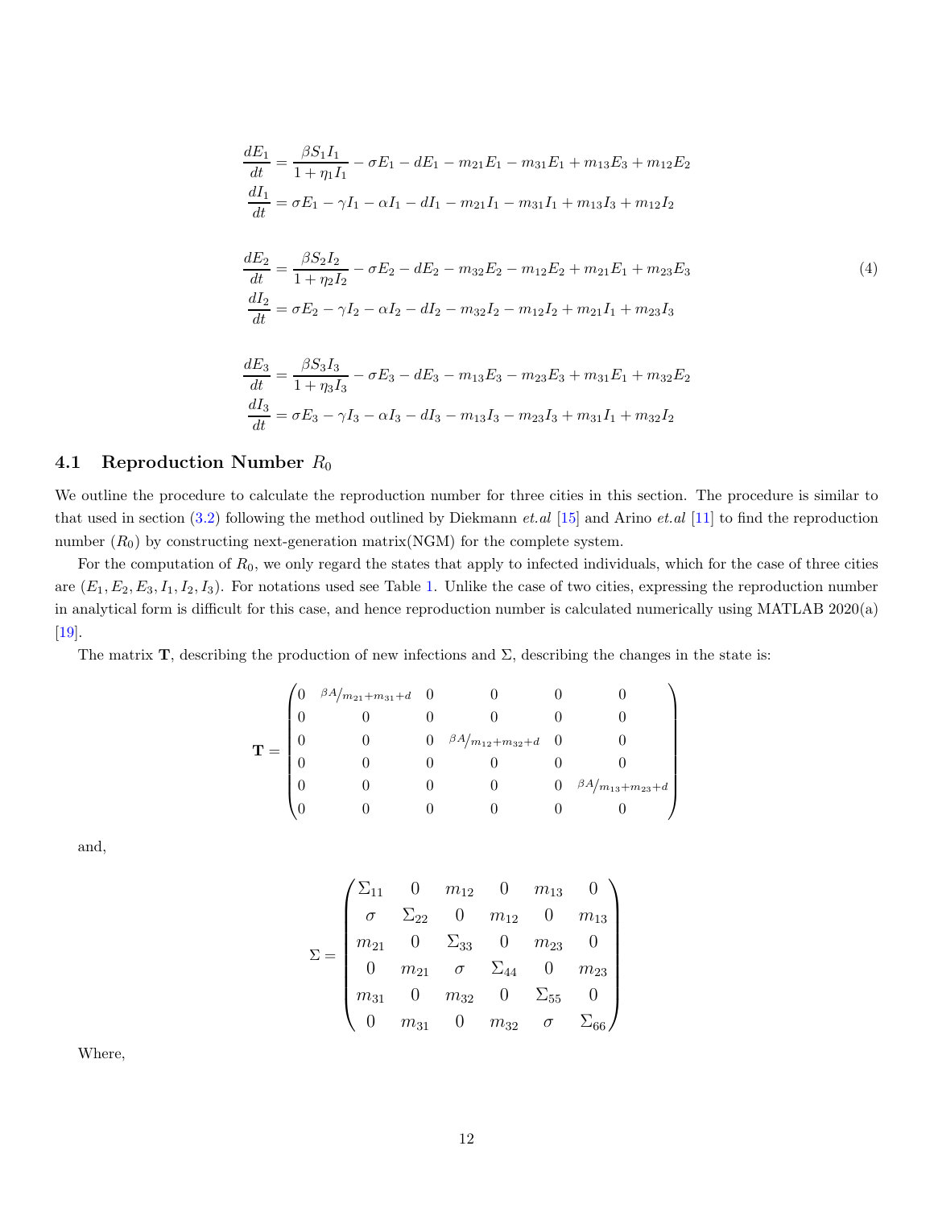$$
\begin{aligned}
\frac{dE_1}{dt} &= \frac{\beta S_1 I_1}{1+\eta_1 I_1} - \sigma E_1 - dE_1 - m_{21}E_1 - m_{31}E_1 + m_{13}E_3 + m_{12}E_2 \\
\frac{dI_1}{dt} &= \sigma E_1 - \gamma I_1 - \alpha I_1 - dI_1 - m_{21}I_1 - m_{31}I_1 + m_{13}I_3 + m_{12}I_2 \\
\\
\frac{dE_2}{dt} &= \frac{\beta S_2 I_2}{1+\eta_2 I_2} - \sigma E_2 - dE_2 - m_{32}E_2 - m_{12}E_2 + m_{21}E_1 + m_{23}E_3 \\
\frac{dI_2}{dt} &= \sigma E_2 - \gamma I_2 - \alpha I_2 - dI_2 - m_{32}I_2 - m_{12}I_2 + m_{21}I_1 + m_{23}I_3 \\
\\
\frac{dE_3}{dt} &= \frac{\beta S_3 I_3}{1+\eta_3 I_3} - \sigma E_3 - dE_3 - m_{13}E_3 - m_{23}E_3 + m_{31}E_1 + m_{32}E_2 \\
\frac{dI_3}{dt} &= \sigma E_3 - \gamma I_3 - \alpha I_3 - dI_3 - m_{13}I_3 - m_{23}I_3 + m_{31}I_1 + m_{32}I_2
\end{aligned}
\tag{4}
$$

### 4.1 Reproduction Number $R_0$

We outline the procedure to calculate the reproduction number for three cities in this section. The procedure is similar to that used in section (3.2) following the method outlined by Diekmann *et.al* [15] and Arino *et.al* [11] to find the reproduction number ($R_0$) by constructing next-generation matrix(NGM) for the complete system.

For the computation of $R_0$, we only regard the states that apply to infected individuals, which for the case of three cities are $(E_1, E_2, E_3, I_1, I_2, I_3)$. For notations used see Table 1. Unlike the case of two cities, expressing the reproduction number in analytical form is difficult for this case, and hence reproduction number is calculated numerically using MATLAB 2020(a) [19].

The matrix $\mathbf{T}$, describing the production of new infections and $\Sigma$, describing the changes in the state is:

$$
\mathbf{T} = \begin{pmatrix}
0 & {\beta A}/{m_{21}+m_{31}+d} & 0 & 0 & 0 & 0 \\
0 & 0 & 0 & 0 & 0 & 0 \\
0 & 0 & 0 & {\beta A}/{m_{12}+m_{32}+d} & 0 & 0 \\
0 & 0 & 0 & 0 & 0 & 0 \\
0 & 0 & 0 & 0 & 0 & {\beta A}/{m_{13}+m_{23}+d} \\
0 & 0 & 0 & 0 & 0 & 0
\end{pmatrix}
$$

and,

$$
\Sigma = \begin{pmatrix}
\Sigma_{11} & 0 & m_{12} & 0 & m_{13} & 0 \\
\sigma & \Sigma_{22} & 0 & m_{12} & 0 & m_{13} \\
m_{21} & 0 & \Sigma_{33} & 0 & m_{23} & 0 \\
0 & m_{21} & \sigma & \Sigma_{44} & 0 & m_{23} \\
m_{31} & 0 & m_{32} & 0 & \Sigma_{55} & 0 \\
0 & m_{31} & 0 & m_{32} & \sigma & \Sigma_{66}
\end{pmatrix}
$$

Where,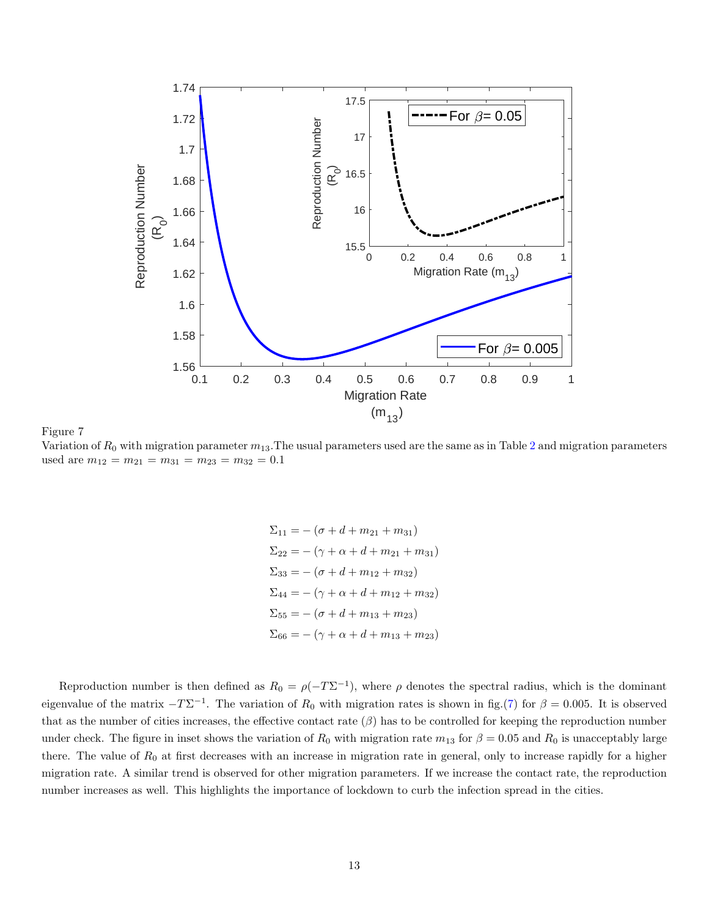Figure 7
Variation of $R_0$ with migration parameter $m_{13}$.The usual parameters used are the same as in Table 2 and migration parameters used are $m_{12} = m_{21} = m_{31} = m_{23} = m_{32} = 0.1$

$$
\begin{aligned}
\Sigma_{11} &= -\left(\sigma + d + m_{21} + m_{31}\right) \\
\Sigma_{22} &= -\left(\gamma + \alpha + d + m_{21} + m_{31}\right) \\
\Sigma_{33} &= -\left(\sigma + d + m_{12} + m_{32}\right) \\
\Sigma_{44} &= -\left(\gamma + \alpha + d + m_{12} + m_{32}\right) \\
\Sigma_{55} &= -\left(\sigma + d + m_{13} + m_{23}\right) \\
\Sigma_{66} &= -\left(\gamma + \alpha + d + m_{13} + m_{23}\right)
\end{aligned}
$$

Reproduction number is then defined as $R_0 = \rho(-T\Sigma^{-1})$, where $\rho$ denotes the spectral radius, which is the dominant eigenvalue of the matrix $-T\Sigma^{-1}$. The variation of $R_0$ with migration rates is shown in fig.(7) for $\beta = 0.005$. It is observed that as the number of cities increases, the effective contact rate ($\beta$) has to be controlled for keeping the reproduction number under check. The figure in inset shows the variation of $R_0$ with migration rate $m_{13}$ for $\beta = 0.05$ and $R_0$ is unacceptably large there. The value of $R_0$ at first decreases with an increase in migration rate in general, only to increase rapidly for a higher migration rate. A similar trend is observed for other migration parameters. If we increase the contact rate, the reproduction number increases as well. This highlights the importance of lockdown to curb the infection spread in the cities.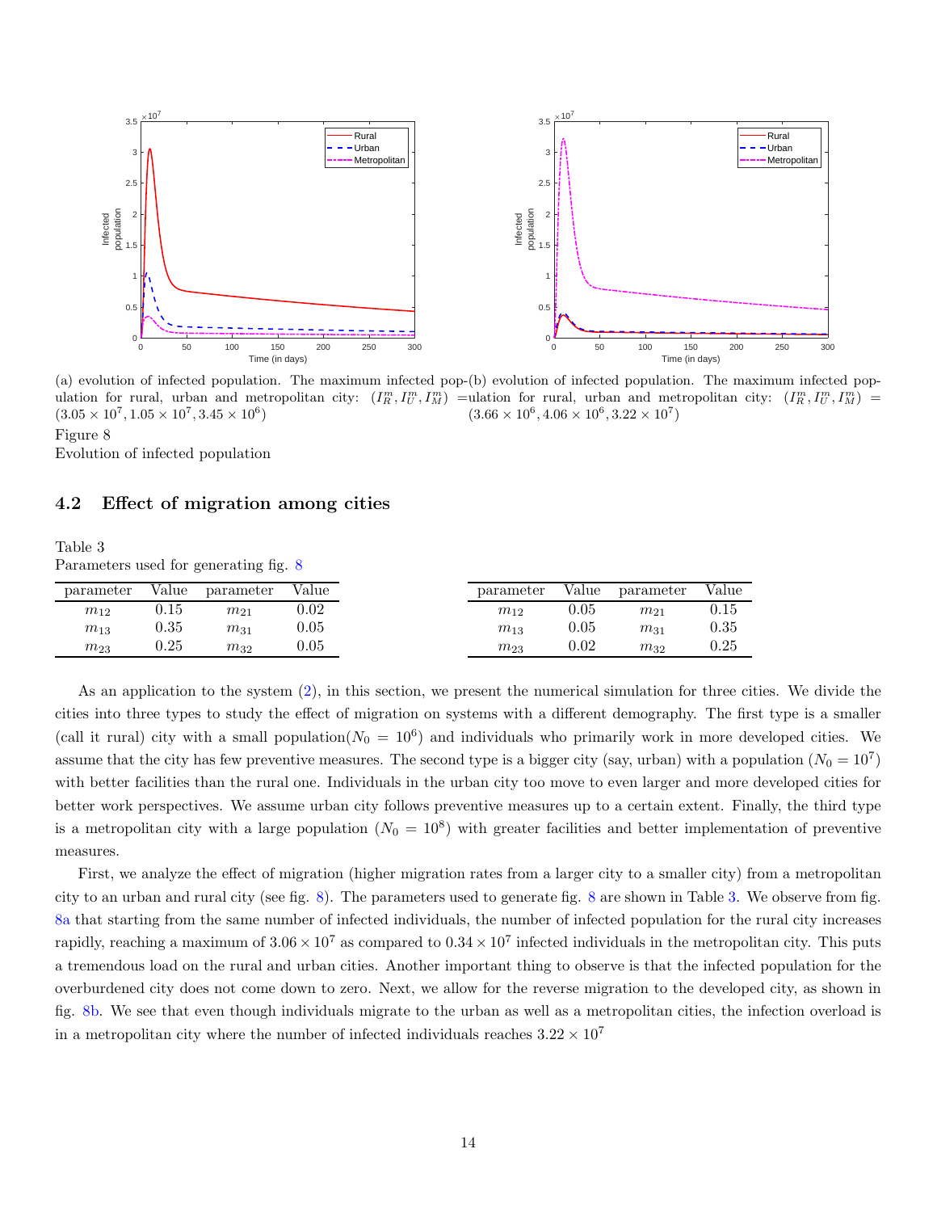(a) evolution of infected population. The maximum infected population for rural, urban and metropolitan city: $(I_R^m, I_U^m, I_M^m) = (3.05 \times 10^7, 1.05 \times 10^7, 3.45 \times 10^6)$

(b) evolution of infected population. The maximum infected population for rural, urban and metropolitan city: $(I_R^m, I_U^m, I_M^m) = (3.66 \times 10^6, 4.06 \times 10^6, 3.22 \times 10^7)$

Figure 8

Evolution of infected population

## 4.2 Effect of migration among cities

Table 3

Parameters used for generating fig. 8

| parameter | Value | parameter | Value |
|---|---|---|---|
| $m_{12}$ | 0.15 | $m_{21}$ | 0.02 |
| $m_{13}$ | 0.35 | $m_{31}$ | 0.05 |
| $m_{23}$ | 0.25 | $m_{32}$ | 0.05 |

| parameter | Value | parameter | Value |
|---|---|---|---|
| $m_{12}$ | 0.05 | $m_{21}$ | 0.15 |
| $m_{13}$ | 0.05 | $m_{31}$ | 0.35 |
| $m_{23}$ | 0.02 | $m_{32}$ | 0.25 |

As an application to the system (2), in this section, we present the numerical simulation for three cities. We divide the cities into three types to study the effect of migration on systems with a different demography. The first type is a smaller (call it rural) city with a small population($N_0 = 10^6$) and individuals who primarily work in more developed cities. We assume that the city has few preventive measures. The second type is a bigger city (say, urban) with a population ($N_0 = 10^7$) with better facilities than the rural one. Individuals in the urban city too move to even larger and more developed cities for better work perspectives. We assume urban city follows preventive measures up to a certain extent. Finally, the third type is a metropolitan city with a large population ($N_0 = 10^8$) with greater facilities and better implementation of preventive measures.

First, we analyze the effect of migration (higher migration rates from a larger city to a smaller city) from a metropolitan city to an urban and rural city (see fig. 8). The parameters used to generate fig. 8 are shown in Table 3. We observe from fig. 8a that starting from the same number of infected individuals, the number of infected population for the rural city increases rapidly, reaching a maximum of $3.06 \times 10^7$ as compared to $0.34 \times 10^7$ infected individuals in the metropolitan city. This puts a tremendous load on the rural and urban cities. Another important thing to observe is that the infected population for the overburdened city does not come down to zero. Next, we allow for the reverse migration to the developed city, as shown in fig. 8b. We see that even though individuals migrate to the urban as well as a metropolitan cities, the infection overload is in a metropolitan city where the number of infected individuals reaches $3.22 \times 10^7$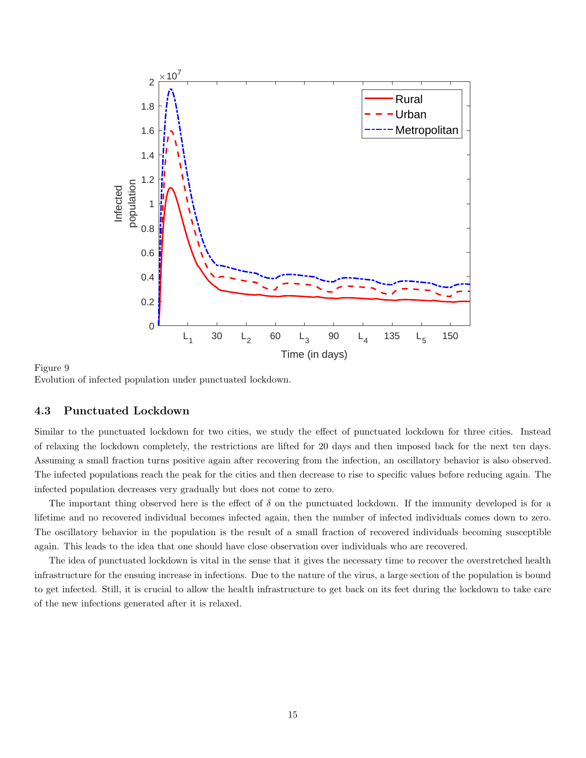Figure 9
Evolution of infected population under punctuated lockdown.

### 4.3 Punctuated Lockdown

Similar to the punctuated lockdown for two cities, we study the effect of punctuated lockdown for three cities. Instead of relaxing the lockdown completely, the restrictions are lifted for 20 days and then imposed back for the next ten days. Assuming a small fraction turns positive again after recovering from the infection, an oscillatory behavior is also observed. The infected populations reach the peak for the cities and then decrease to rise to specific values before reducing again. The infected population decreases very gradually but does not come to zero.

The important thing observed here is the effect of $\delta$ on the punctuated lockdown. If the immunity developed is for a lifetime and no recovered individual becomes infected again, then the number of infected individuals comes down to zero. The oscillatory behavior in the population is the result of a small fraction of recovered individuals becoming susceptible again. This leads to the idea that one should have close observation over individuals who are recovered.

The idea of punctuated lockdown is vital in the sense that it gives the necessary time to recover the overstretched health infrastructure for the ensuing increase in infections. Due to the nature of the virus, a large section of the population is bound to get infected. Still, it is crucial to allow the health infrastructure to get back on its feet during the lockdown to take care of the new infections generated after it is relaxed.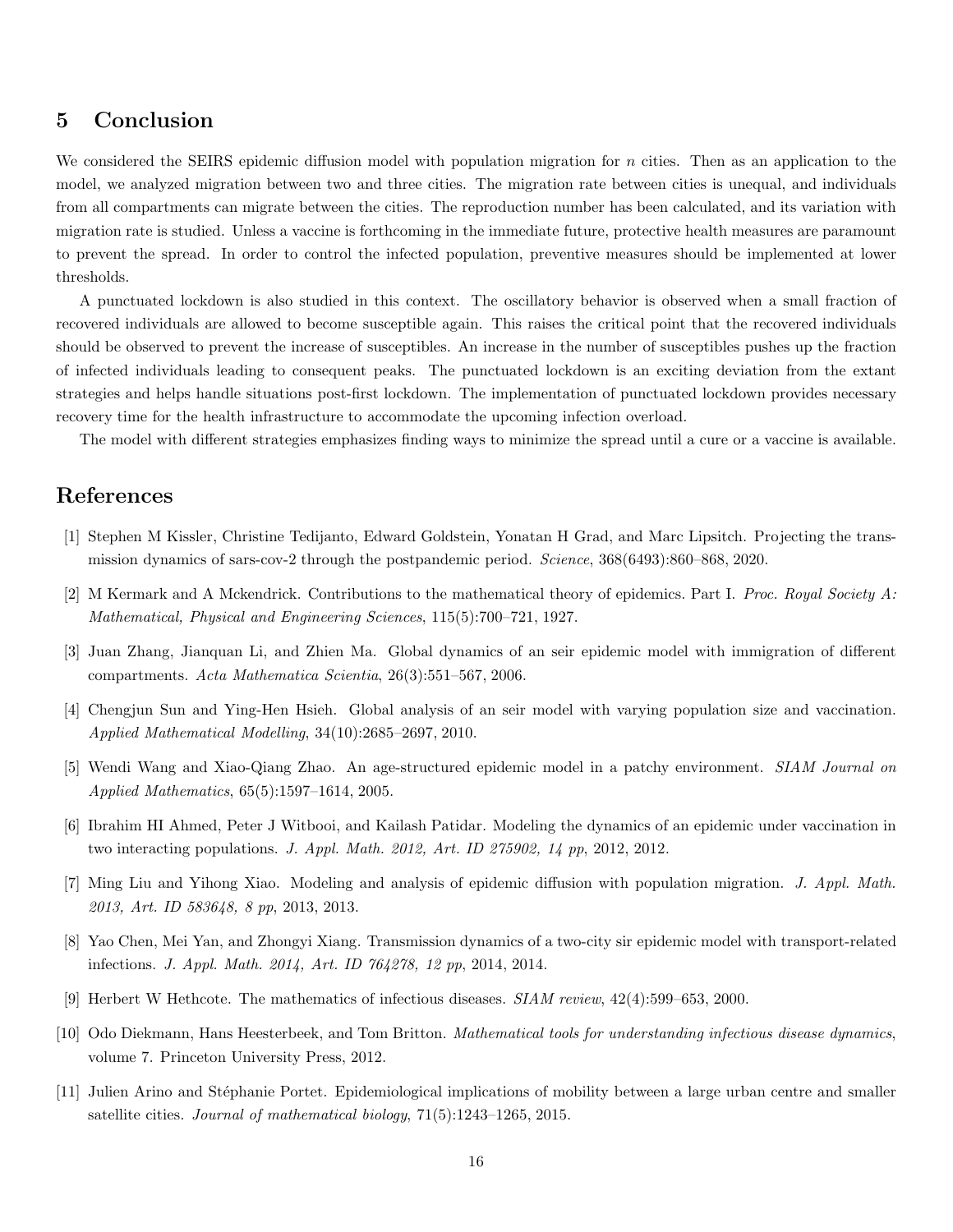## 5 Conclusion

We considered the SEIRS epidemic diffusion model with population migration for $n$ cities. Then as an application to the model, we analyzed migration between two and three cities. The migration rate between cities is unequal, and individuals from all compartments can migrate between the cities. The reproduction number has been calculated, and its variation with migration rate is studied. Unless a vaccine is forthcoming in the immediate future, protective health measures are paramount to prevent the spread. In order to control the infected population, preventive measures should be implemented at lower thresholds.

A punctuated lockdown is also studied in this context. The oscillatory behavior is observed when a small fraction of recovered individuals are allowed to become susceptible again. This raises the critical point that the recovered individuals should be observed to prevent the increase of susceptibles. An increase in the number of susceptibles pushes up the fraction of infected individuals leading to consequent peaks. The punctuated lockdown is an exciting deviation from the extant strategies and helps handle situations post-first lockdown. The implementation of punctuated lockdown provides necessary recovery time for the health infrastructure to accommodate the upcoming infection overload.

The model with different strategies emphasizes finding ways to minimize the spread until a cure or a vaccine is available.

## References

[1] Stephen M Kissler, Christine Tedijanto, Edward Goldstein, Yonatan H Grad, and Marc Lipsitch. Projecting the transmission dynamics of sars-cov-2 through the postpandemic period. *Science*, 368(6493):860–868, 2020.

[2] M Kermark and A Mckendrick. Contributions to the mathematical theory of epidemics. Part I. *Proc. Royal Society A: Mathematical, Physical and Engineering Sciences*, 115(5):700–721, 1927.

[3] Juan Zhang, Jianquan Li, and Zhien Ma. Global dynamics of an seir epidemic model with immigration of different compartments. *Acta Mathematica Scientia*, 26(3):551–567, 2006.

[4] Chengjun Sun and Ying-Hen Hsieh. Global analysis of an seir model with varying population size and vaccination. *Applied Mathematical Modelling*, 34(10):2685–2697, 2010.

[5] Wendi Wang and Xiao-Qiang Zhao. An age-structured epidemic model in a patchy environment. *SIAM Journal on Applied Mathematics*, 65(5):1597–1614, 2005.

[6] Ibrahim HI Ahmed, Peter J Witbooi, and Kailash Patidar. Modeling the dynamics of an epidemic under vaccination in two interacting populations. *J. Appl. Math. 2012, Art. ID 275902, 14 pp*, 2012, 2012.

[7] Ming Liu and Yihong Xiao. Modeling and analysis of epidemic diffusion with population migration. *J. Appl. Math. 2013, Art. ID 583648, 8 pp*, 2013, 2013.

[8] Yao Chen, Mei Yan, and Zhongyi Xiang. Transmission dynamics of a two-city sir epidemic model with transport-related infections. *J. Appl. Math. 2014, Art. ID 764278, 12 pp*, 2014, 2014.

[9] Herbert W Hethcote. The mathematics of infectious diseases. *SIAM review*, 42(4):599–653, 2000.

[10] Odo Diekmann, Hans Heesterbeek, and Tom Britton. *Mathematical tools for understanding infectious disease dynamics*, volume 7. Princeton University Press, 2012.

[11] Julien Arino and Stéphanie Portet. Epidemiological implications of mobility between a large urban centre and smaller satellite cities. *Journal of mathematical biology*, 71(5):1243–1265, 2015.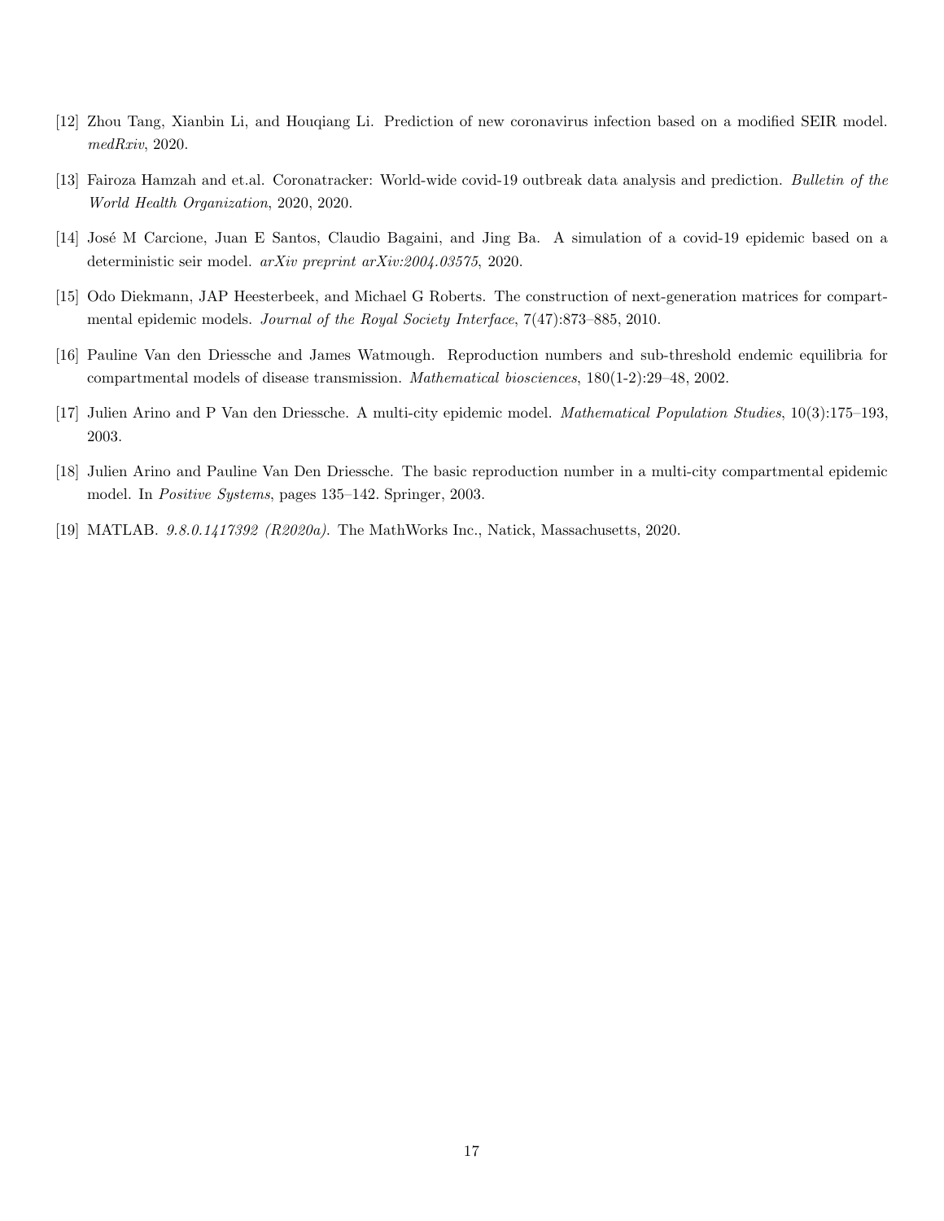[12] Zhou Tang, Xianbin Li, and Houqiang Li. Prediction of new coronavirus infection based on a modified SEIR model. *medRxiv*, 2020.

[13] Fairoza Hamzah and et.al. Coronatracker: World-wide covid-19 outbreak data analysis and prediction. *Bulletin of the World Health Organization*, 2020, 2020.

[14] José M Carcione, Juan E Santos, Claudio Bagaini, and Jing Ba. A simulation of a covid-19 epidemic based on a deterministic seir model. *arXiv preprint arXiv:2004.03575*, 2020.

[15] Odo Diekmann, JAP Heesterbeek, and Michael G Roberts. The construction of next-generation matrices for compartmental epidemic models. *Journal of the Royal Society Interface*, 7(47):873–885, 2010.

[16] Pauline Van den Driessche and James Watmough. Reproduction numbers and sub-threshold endemic equilibria for compartmental models of disease transmission. *Mathematical biosciences*, 180(1-2):29–48, 2002.

[17] Julien Arino and P Van den Driessche. A multi-city epidemic model. *Mathematical Population Studies*, 10(3):175–193, 2003.

[18] Julien Arino and Pauline Van Den Driessche. The basic reproduction number in a multi-city compartmental epidemic model. In *Positive Systems*, pages 135–142. Springer, 2003.

[19] MATLAB. *9.8.0.1417392 (R2020a)*. The MathWorks Inc., Natick, Massachusetts, 2020.